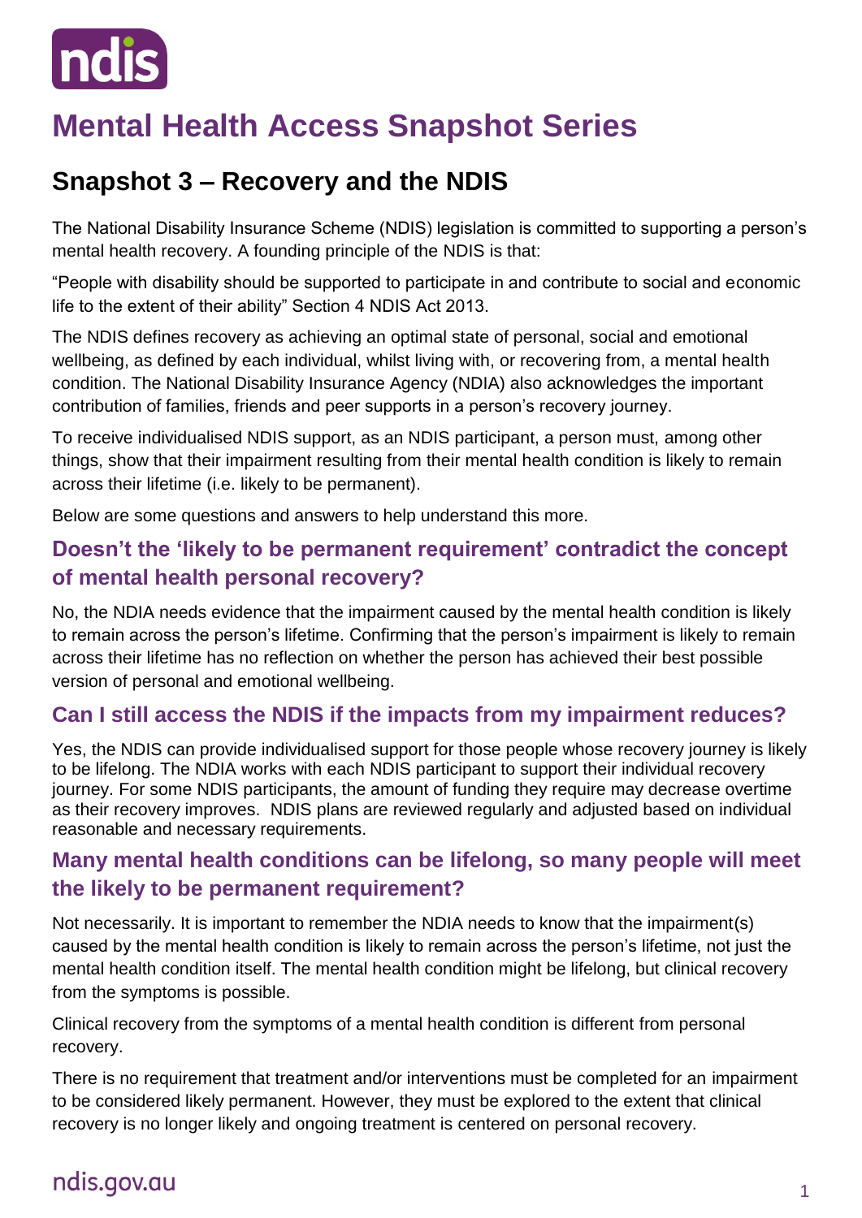# Mental Health Access Snapshot Series

## Snapshot 3 – Recovery and the NDIS

The National Disability Insurance Scheme (NDIS) legislation is committed to supporting a person's mental health recovery. A founding principle of the NDIS is that:

"People with disability should be supported to participate in and contribute to social and economic life to the extent of their ability" Section 4 NDIS Act 2013.

The NDIS defines recovery as achieving an optimal state of personal, social and emotional wellbeing, as defined by each individual, whilst living with, or recovering from, a mental health condition. The National Disability Insurance Agency (NDIA) also acknowledges the important contribution of families, friends and peer supports in a person's recovery journey.

To receive individualised NDIS support, as an NDIS participant, a person must, among other things, show that their impairment resulting from their mental health condition is likely to remain across their lifetime (i.e. likely to be permanent).

Below are some questions and answers to help understand this more.

### Doesn't the 'likely to be permanent requirement' contradict the concept of mental health personal recovery?

No, the NDIA needs evidence that the impairment caused by the mental health condition is likely to remain across the person's lifetime. Confirming that the person's impairment is likely to remain across their lifetime has no reflection on whether the person has achieved their best possible version of personal and emotional wellbeing.

### Can I still access the NDIS if the impacts from my impairment reduces?

Yes, the NDIS can provide individualised support for those people whose recovery journey is likely to be lifelong. The NDIA works with each NDIS participant to support their individual recovery journey. For some NDIS participants, the amount of funding they require may decrease overtime as their recovery improves. NDIS plans are reviewed regularly and adjusted based on individual reasonable and necessary requirements.

### Many mental health conditions can be lifelong, so many people will meet the likely to be permanent requirement?

Not necessarily. It is important to remember the NDIA needs to know that the impairment(s) caused by the mental health condition is likely to remain across the person's lifetime, not just the mental health condition itself. The mental health condition might be lifelong, but clinical recovery from the symptoms is possible.

Clinical recovery from the symptoms of a mental health condition is different from personal recovery.

There is no requirement that treatment and/or interventions must be completed for an impairment to be considered likely permanent. However, they must be explored to the extent that clinical recovery is no longer likely and ongoing treatment is centered on personal recovery.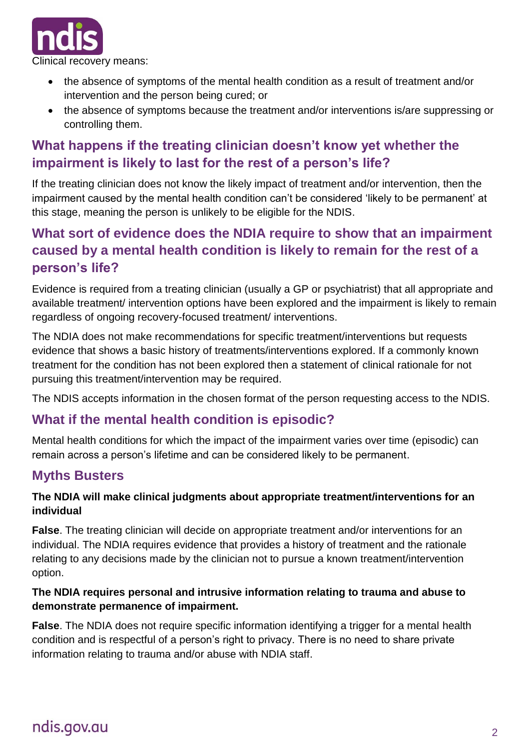Clinical recovery means:

- the absence of symptoms of the mental health condition as a result of treatment and/or intervention and the person being cured; or
- the absence of symptoms because the treatment and/or interventions is/are suppressing or controlling them.

## What happens if the treating clinician doesn't know yet whether the impairment is likely to last for the rest of a person's life?

If the treating clinician does not know the likely impact of treatment and/or intervention, then the impairment caused by the mental health condition can't be considered 'likely to be permanent' at this stage, meaning the person is unlikely to be eligible for the NDIS.

## What sort of evidence does the NDIA require to show that an impairment caused by a mental health condition is likely to remain for the rest of a person's life?

Evidence is required from a treating clinician (usually a GP or psychiatrist) that all appropriate and available treatment/ intervention options have been explored and the impairment is likely to remain regardless of ongoing recovery-focused treatment/ interventions.

The NDIA does not make recommendations for specific treatment/interventions but requests evidence that shows a basic history of treatments/interventions explored. If a commonly known treatment for the condition has not been explored then a statement of clinical rationale for not pursuing this treatment/intervention may be required.

The NDIS accepts information in the chosen format of the person requesting access to the NDIS.

## What if the mental health condition is episodic?

Mental health conditions for which the impact of the impairment varies over time (episodic) can remain across a person's lifetime and can be considered likely to be permanent.

## Myths Busters

**The NDIA will make clinical judgments about appropriate treatment/interventions for an individual**

**False**. The treating clinician will decide on appropriate treatment and/or interventions for an individual. The NDIA requires evidence that provides a history of treatment and the rationale relating to any decisions made by the clinician not to pursue a known treatment/intervention option.

**The NDIA requires personal and intrusive information relating to trauma and abuse to demonstrate permanence of impairment.**

**False**. The NDIA does not require specific information identifying a trigger for a mental health condition and is respectful of a person's right to privacy. There is no need to share private information relating to trauma and/or abuse with NDIA staff.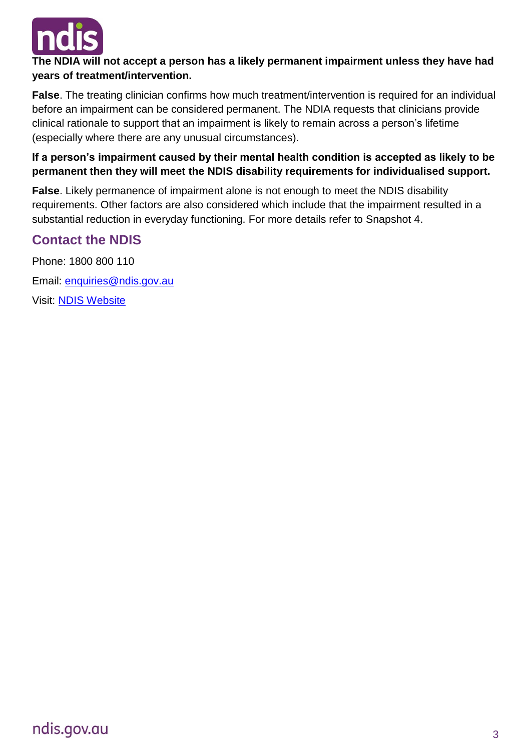**The NDIA will not accept a person has a likely permanent impairment unless they have had years of treatment/intervention.**

**False**. The treating clinician confirms how much treatment/intervention is required for an individual before an impairment can be considered permanent. The NDIA requests that clinicians provide clinical rationale to support that an impairment is likely to remain across a person's lifetime (especially where there are any unusual circumstances).

**If a person's impairment caused by their mental health condition is accepted as likely to be permanent then they will meet the NDIS disability requirements for individualised support.**

**False**. Likely permanence of impairment alone is not enough to meet the NDIS disability requirements. Other factors are also considered which include that the impairment resulted in a substantial reduction in everyday functioning. For more details refer to Snapshot 4.

## Contact the NDIS

Phone: 1800 800 110

Email: [enquiries@ndis.gov.au](mailto:enquiries@ndis.gov.au)

Visit: [NDIS Website](https://www.ndis.gov.au)